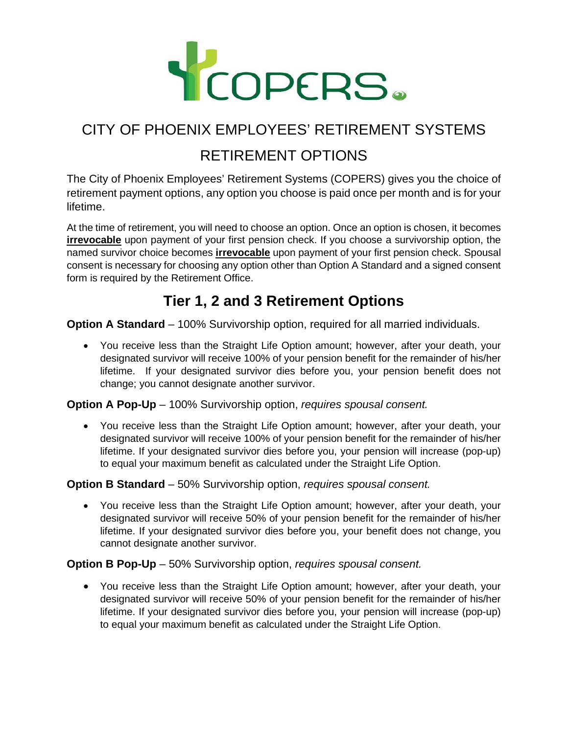# COPERS

## CITY OF PHOENIX EMPLOYEES' RETIREMENT SYSTEMS

## RETIREMENT OPTIONS

The City of Phoenix Employees' Retirement Systems (COPERS) gives you the choice of retirement payment options, any option you choose is paid once per month and is for your lifetime.

At the time of retirement, you will need to choose an option. Once an option is chosen, it becomes **irrevocable** upon payment of your first pension check. If you choose a survivorship option, the named survivor choice becomes **irrevocable** upon payment of your first pension check. Spousal consent is necessary for choosing any option other than Option A Standard and a signed consent form is required by the Retirement Office.

## Tier 1, 2 and 3 Retirement Options

**Option A Standard** – 100% Survivorship option, required for all married individuals.

- You receive less than the Straight Life Option amount; however, after your death, your designated survivor will receive 100% of your pension benefit for the remainder of his/her lifetime. If your designated survivor dies before you, your pension benefit does not change; you cannot designate another survivor.

**Option A Pop-Up** – 100% Survivorship option, *requires spousal consent.*

- You receive less than the Straight Life Option amount; however, after your death, your designated survivor will receive 100% of your pension benefit for the remainder of his/her lifetime. If your designated survivor dies before you, your pension will increase (pop-up) to equal your maximum benefit as calculated under the Straight Life Option.

**Option B Standard** – 50% Survivorship option, *requires spousal consent.*

- You receive less than the Straight Life Option amount; however, after your death, your designated survivor will receive 50% of your pension benefit for the remainder of his/her lifetime. If your designated survivor dies before you, your benefit does not change, you cannot designate another survivor.

**Option B Pop-Up** – 50% Survivorship option, *requires spousal consent.*

- You receive less than the Straight Life Option amount; however, after your death, your designated survivor will receive 50% of your pension benefit for the remainder of his/her lifetime. If your designated survivor dies before you, your pension will increase (pop-up) to equal your maximum benefit as calculated under the Straight Life Option.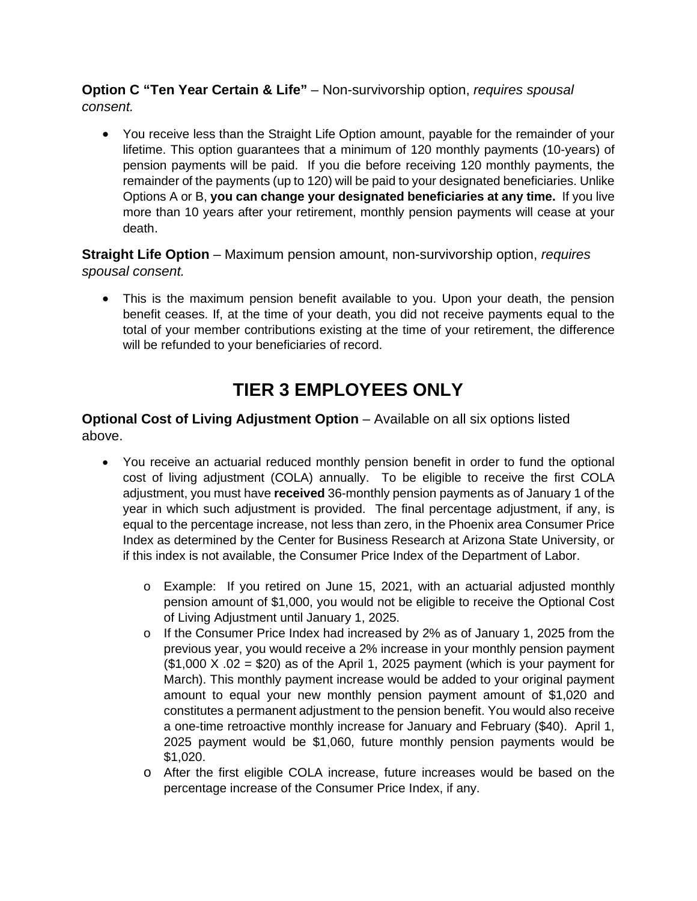**Option C "Ten Year Certain & Life"** – Non-survivorship option, *requires spousal consent.*

- You receive less than the Straight Life Option amount, payable for the remainder of your lifetime. This option guarantees that a minimum of 120 monthly payments (10-years) of pension payments will be paid. If you die before receiving 120 monthly payments, the remainder of the payments (up to 120) will be paid to your designated beneficiaries. Unlike Options A or B, **you can change your designated beneficiaries at any time.** If you live more than 10 years after your retirement, monthly pension payments will cease at your death.

**Straight Life Option** – Maximum pension amount, non-survivorship option, *requires spousal consent.*

- This is the maximum pension benefit available to you. Upon your death, the pension benefit ceases. If, at the time of your death, you did not receive payments equal to the total of your member contributions existing at the time of your retirement, the difference will be refunded to your beneficiaries of record.

# TIER 3 EMPLOYEES ONLY

**Optional Cost of Living Adjustment Option** – Available on all six options listed above.

- You receive an actuarial reduced monthly pension benefit in order to fund the optional cost of living adjustment (COLA) annually. To be eligible to receive the first COLA adjustment, you must have **received** 36-monthly pension payments as of January 1 of the year in which such adjustment is provided. The final percentage adjustment, if any, is equal to the percentage increase, not less than zero, in the Phoenix area Consumer Price Index as determined by the Center for Business Research at Arizona State University, or if this index is not available, the Consumer Price Index of the Department of Labor.
    - Example: If you retired on June 15, 2021, with an actuarial adjusted monthly pension amount of $1,000, you would not be eligible to receive the Optional Cost of Living Adjustment until January 1, 2025.
    - If the Consumer Price Index had increased by 2% as of January 1, 2025 from the previous year, you would receive a 2% increase in your monthly pension payment ($1,000 X .02 = $20) as of the April 1, 2025 payment (which is your payment for March). This monthly payment increase would be added to your original payment amount to equal your new monthly pension payment amount of $1,020 and constitutes a permanent adjustment to the pension benefit. You would also receive a one-time retroactive monthly increase for January and February ($40). April 1, 2025 payment would be $1,060, future monthly pension payments would be $1,020.
    - After the first eligible COLA increase, future increases would be based on the percentage increase of the Consumer Price Index, if any.